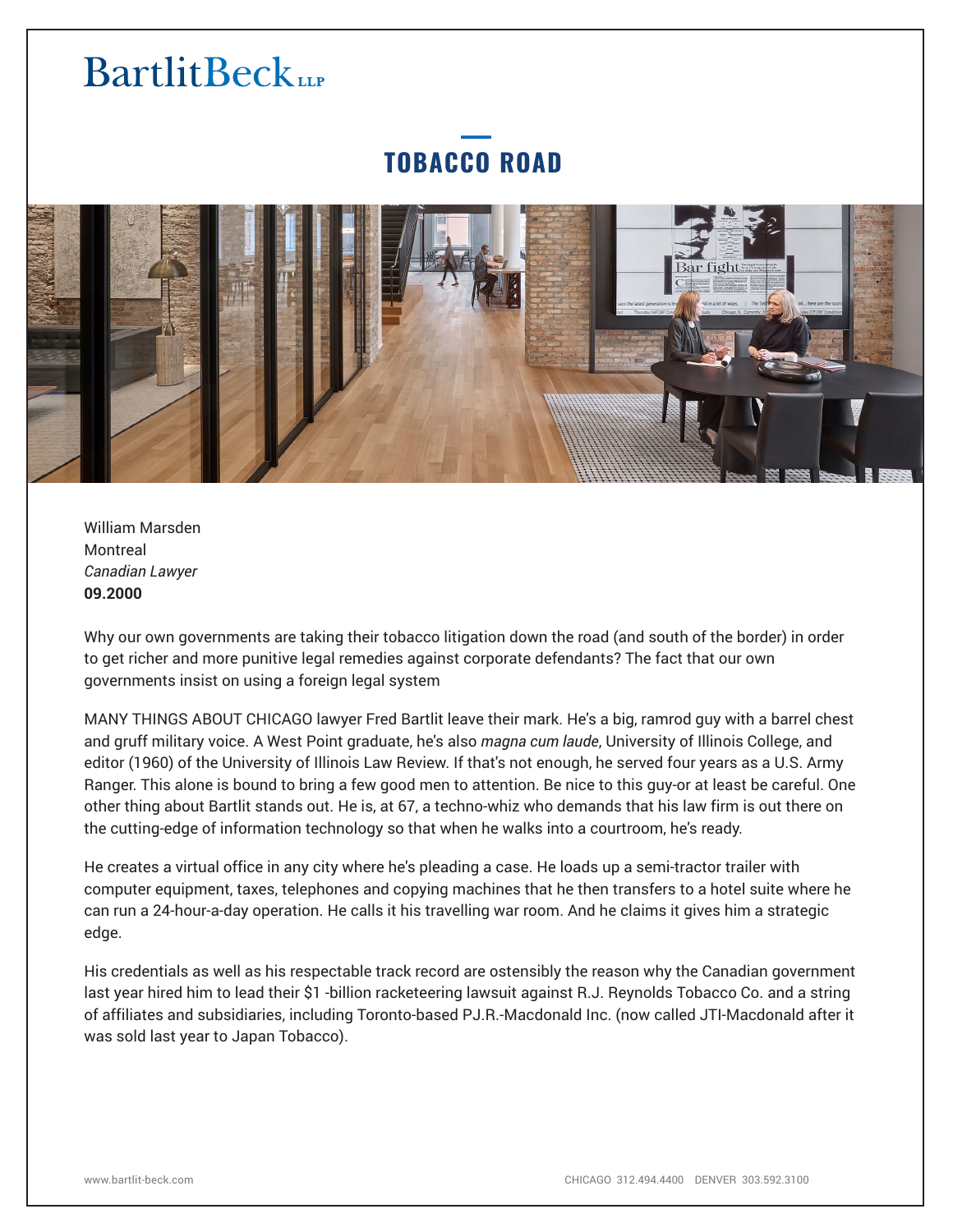# BartlitBeck LLP

## TOBACCO ROAD

William Marsden
Montreal
*Canadian Lawyer*
**09.2000**

Why our own governments are taking their tobacco litigation down the road (and south of the border) in order to get richer and more punitive legal remedies against corporate defendants? The fact that our own governments insist on using a foreign legal system

MANY THINGS ABOUT CHICAGO lawyer Fred Bartlit leave their mark. He's a big, ramrod guy with a barrel chest and gruff military voice. A West Point graduate, he's also *magna cum laude*, University of Illinois College, and editor (1960) of the University of Illinois Law Review. If that's not enough, he served four years as a U.S. Army Ranger. This alone is bound to bring a few good men to attention. Be nice to this guy-or at least be careful. One other thing about Bartlit stands out. He is, at 67, a techno-whiz who demands that his law firm is out there on the cutting-edge of information technology so that when he walks into a courtroom, he's ready.

He creates a virtual office in any city where he's pleading a case. He loads up a semi-tractor trailer with computer equipment, taxes, telephones and copying machines that he then transfers to a hotel suite where he can run a 24-hour-a-day operation. He calls it his travelling war room. And he claims it gives him a strategic edge.

His credentials as well as his respectable track record are ostensibly the reason why the Canadian government last year hired him to lead their $1 -billion racketeering lawsuit against R.J. Reynolds Tobacco Co. and a string of affiliates and subsidiaries, including Toronto-based PJ.R.-Macdonald Inc. (now called JTI-Macdonald after it was sold last year to Japan Tobacco).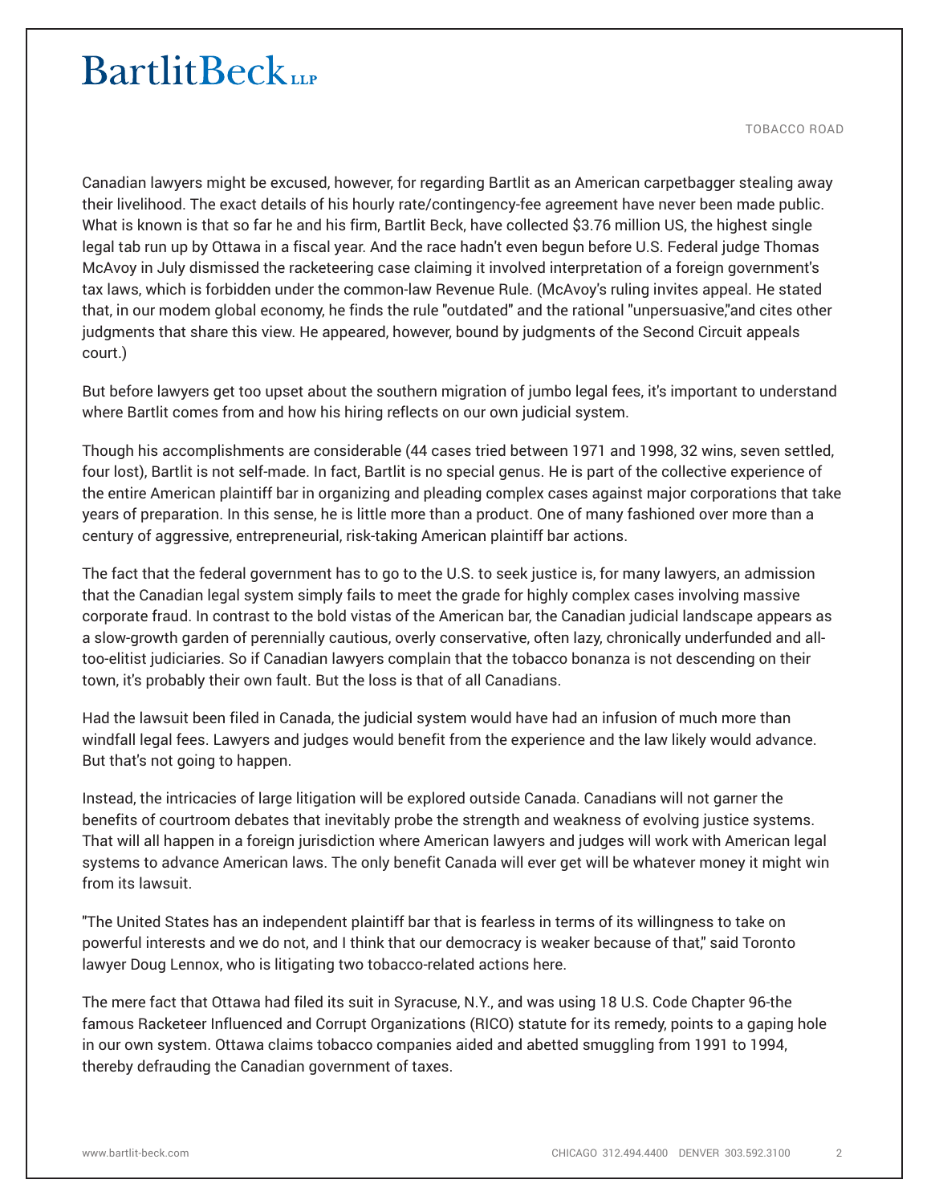Canadian lawyers might be excused, however, for regarding Bartlit as an American carpetbagger stealing away their livelihood. The exact details of his hourly rate/contingency-fee agreement have never been made public. What is known is that so far he and his firm, Bartlit Beck, have collected $3.76 million US, the highest single legal tab run up by Ottawa in a fiscal year. And the race hadn't even begun before U.S. Federal judge Thomas McAvoy in July dismissed the racketeering case claiming it involved interpretation of a foreign government's tax laws, which is forbidden under the common-law Revenue Rule. (McAvoy's ruling invites appeal. He stated that, in our modem global economy, he finds the rule "outdated" and the rational "unpersuasive,"and cites other judgments that share this view. He appeared, however, bound by judgments of the Second Circuit appeals court.)

But before lawyers get too upset about the southern migration of jumbo legal fees, it's important to understand where Bartlit comes from and how his hiring reflects on our own judicial system.

Though his accomplishments are considerable (44 cases tried between 1971 and 1998, 32 wins, seven settled, four lost), Bartlit is not self-made. In fact, Bartlit is no special genus. He is part of the collective experience of the entire American plaintiff bar in organizing and pleading complex cases against major corporations that take years of preparation. In this sense, he is little more than a product. One of many fashioned over more than a century of aggressive, entrepreneurial, risk-taking American plaintiff bar actions.

The fact that the federal government has to go to the U.S. to seek justice is, for many lawyers, an admission that the Canadian legal system simply fails to meet the grade for highly complex cases involving massive corporate fraud. In contrast to the bold vistas of the American bar, the Canadian judicial landscape appears as a slow-growth garden of perennially cautious, overly conservative, often lazy, chronically underfunded and all-too-elitist judiciaries. So if Canadian lawyers complain that the tobacco bonanza is not descending on their town, it's probably their own fault. But the loss is that of all Canadians.

Had the lawsuit been filed in Canada, the judicial system would have had an infusion of much more than windfall legal fees. Lawyers and judges would benefit from the experience and the law likely would advance. But that's not going to happen.

Instead, the intricacies of large litigation will be explored outside Canada. Canadians will not garner the benefits of courtroom debates that inevitably probe the strength and weakness of evolving justice systems. That will all happen in a foreign jurisdiction where American lawyers and judges will work with American legal systems to advance American laws. The only benefit Canada will ever get will be whatever money it might win from its lawsuit.

"The United States has an independent plaintiff bar that is fearless in terms of its willingness to take on powerful interests and we do not, and I think that our democracy is weaker because of that," said Toronto lawyer Doug Lennox, who is litigating two tobacco-related actions here.

The mere fact that Ottawa had filed its suit in Syracuse, N.Y., and was using 18 U.S. Code Chapter 96-the famous Racketeer Influenced and Corrupt Organizations (RICO) statute for its remedy, points to a gaping hole in our own system. Ottawa claims tobacco companies aided and abetted smuggling from 1991 to 1994, thereby defrauding the Canadian government of taxes.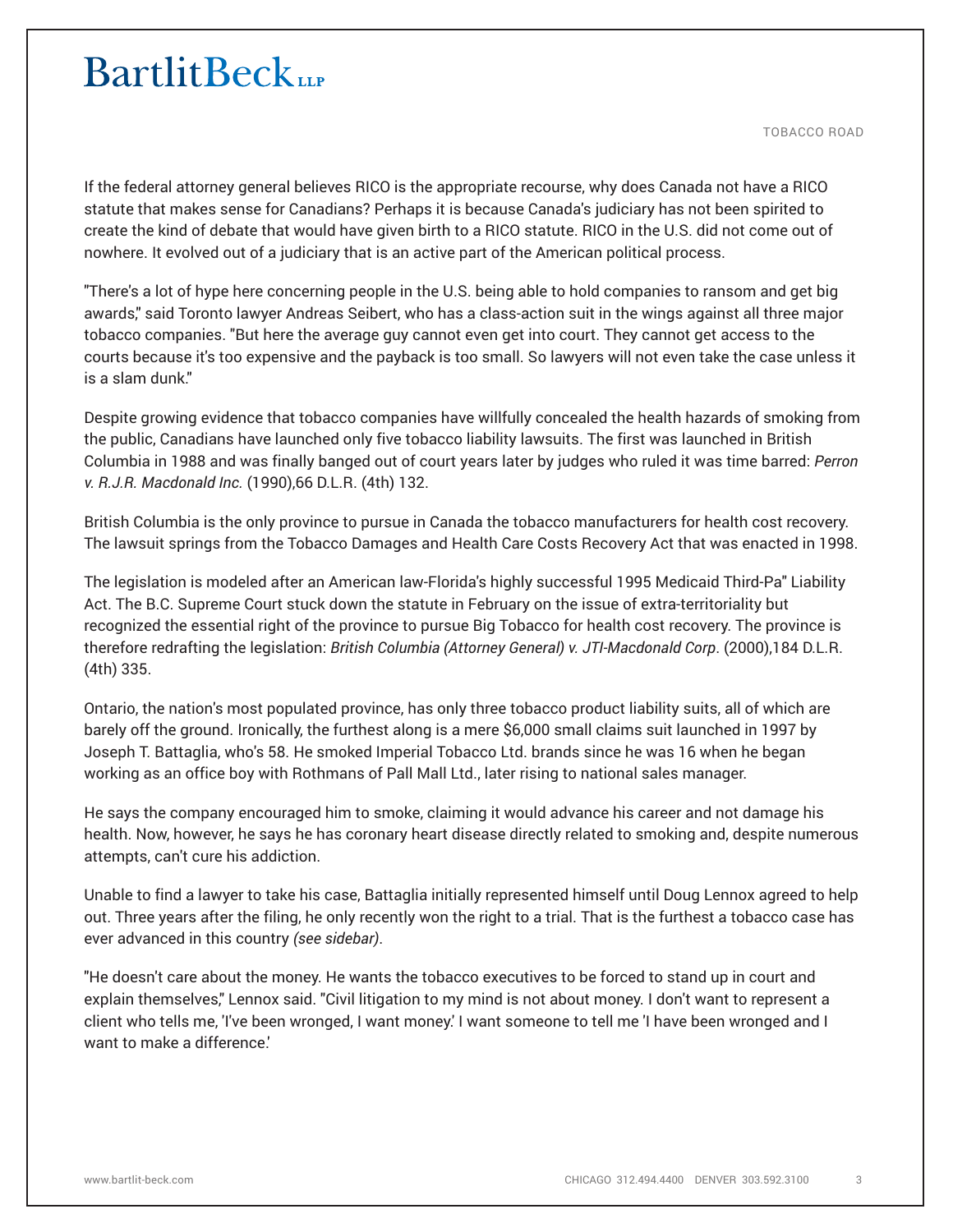If the federal attorney general believes RICO is the appropriate recourse, why does Canada not have a RICO statute that makes sense for Canadians? Perhaps it is because Canada's judiciary has not been spirited to create the kind of debate that would have given birth to a RICO statute. RICO in the U.S. did not come out of nowhere. It evolved out of a judiciary that is an active part of the American political process.

"There's a lot of hype here concerning people in the U.S. being able to hold companies to ransom and get big awards," said Toronto lawyer Andreas Seibert, who has a class-action suit in the wings against all three major tobacco companies. "But here the average guy cannot even get into court. They cannot get access to the courts because it's too expensive and the payback is too small. So lawyers will not even take the case unless it is a slam dunk."

Despite growing evidence that tobacco companies have willfully concealed the health hazards of smoking from the public, Canadians have launched only five tobacco liability lawsuits. The first was launched in British Columbia in 1988 and was finally banged out of court years later by judges who ruled it was time barred: *Perron v. R.J.R. Macdonald Inc.* (1990),66 D.L.R. (4th) 132.

British Columbia is the only province to pursue in Canada the tobacco manufacturers for health cost recovery. The lawsuit springs from the Tobacco Damages and Health Care Costs Recovery Act that was enacted in 1998.

The legislation is modeled after an American law-Florida's highly successful 1995 Medicaid Third-Pa" Liability Act. The B.C. Supreme Court stuck down the statute in February on the issue of extra-territoriality but recognized the essential right of the province to pursue Big Tobacco for health cost recovery. The province is therefore redrafting the legislation: *British Columbia (Attorney General) v. JTI-Macdonald Corp*. (2000),184 D.L.R. (4th) 335.

Ontario, the nation's most populated province, has only three tobacco product liability suits, all of which are barely off the ground. Ironically, the furthest along is a mere $6,000 small claims suit launched in 1997 by Joseph T. Battaglia, who's 58. He smoked Imperial Tobacco Ltd. brands since he was 16 when he began working as an office boy with Rothmans of Pall Mall Ltd., later rising to national sales manager.

He says the company encouraged him to smoke, claiming it would advance his career and not damage his health. Now, however, he says he has coronary heart disease directly related to smoking and, despite numerous attempts, can't cure his addiction.

Unable to find a lawyer to take his case, Battaglia initially represented himself until Doug Lennox agreed to help out. Three years after the filing, he only recently won the right to a trial. That is the furthest a tobacco case has ever advanced in this country *(see sidebar)*.

"He doesn't care about the money. He wants the tobacco executives to be forced to stand up in court and explain themselves," Lennox said. "Civil litigation to my mind is not about money. I don't want to represent a client who tells me, 'I've been wronged, I want money.' I want someone to tell me 'I have been wronged and I want to make a difference.'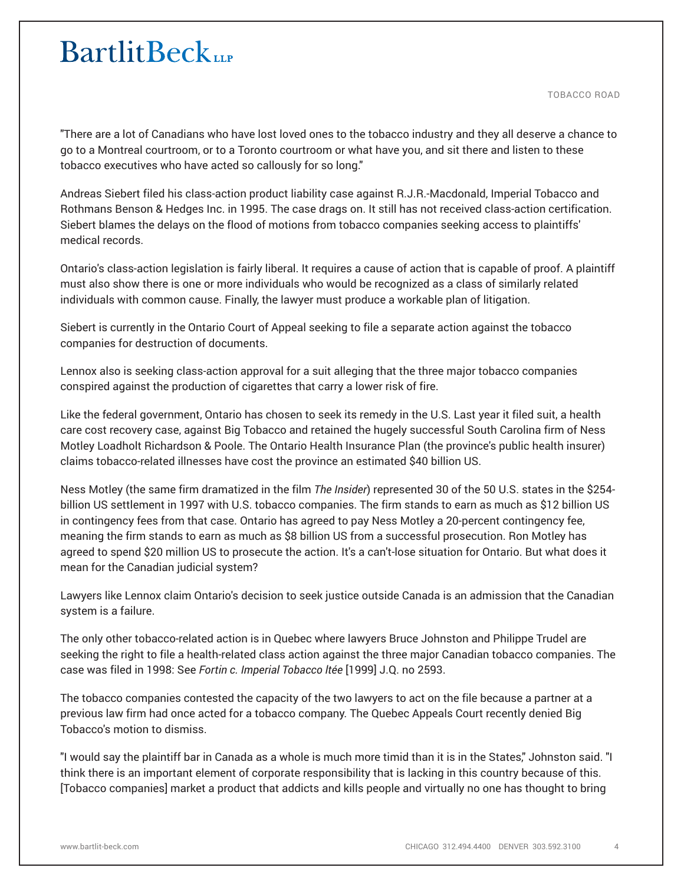"There are a lot of Canadians who have lost loved ones to the tobacco industry and they all deserve a chance to go to a Montreal courtroom, or to a Toronto courtroom or what have you, and sit there and listen to these tobacco executives who have acted so callously for so long."

Andreas Siebert filed his class-action product liability case against R.J.R.-Macdonald, Imperial Tobacco and Rothmans Benson & Hedges Inc. in 1995. The case drags on. It still has not received class-action certification. Siebert blames the delays on the flood of motions from tobacco companies seeking access to plaintiffs' medical records.

Ontario's class-action legislation is fairly liberal. It requires a cause of action that is capable of proof. A plaintiff must also show there is one or more individuals who would be recognized as a class of similarly related individuals with common cause. Finally, the lawyer must produce a workable plan of litigation.

Siebert is currently in the Ontario Court of Appeal seeking to file a separate action against the tobacco companies for destruction of documents.

Lennox also is seeking class-action approval for a suit alleging that the three major tobacco companies conspired against the production of cigarettes that carry a lower risk of fire.

Like the federal government, Ontario has chosen to seek its remedy in the U.S. Last year it filed suit, a health care cost recovery case, against Big Tobacco and retained the hugely successful South Carolina firm of Ness Motley Loadholt Richardson & Poole. The Ontario Health Insurance Plan (the province's public health insurer) claims tobacco-related illnesses have cost the province an estimated $40 billion US.

Ness Motley (the same firm dramatized in the film *The Insider*) represented 30 of the 50 U.S. states in the $254-billion US settlement in 1997 with U.S. tobacco companies. The firm stands to earn as much as $12 billion US in contingency fees from that case. Ontario has agreed to pay Ness Motley a 20-percent contingency fee, meaning the firm stands to earn as much as $8 billion US from a successful prosecution. Ron Motley has agreed to spend $20 million US to prosecute the action. It's a can't-lose situation for Ontario. But what does it mean for the Canadian judicial system?

Lawyers like Lennox claim Ontario's decision to seek justice outside Canada is an admission that the Canadian system is a failure.

The only other tobacco-related action is in Quebec where lawyers Bruce Johnston and Philippe Trudel are seeking the right to file a health-related class action against the three major Canadian tobacco companies. The case was filed in 1998: See *Fortin c. Imperial Tobacco ltée* [1999] J.Q. no 2593.

The tobacco companies contested the capacity of the two lawyers to act on the file because a partner at a previous law firm had once acted for a tobacco company. The Quebec Appeals Court recently denied Big Tobacco's motion to dismiss.

"I would say the plaintiff bar in Canada as a whole is much more timid than it is in the States," Johnston said. "I think there is an important element of corporate responsibility that is lacking in this country because of this. [Tobacco companies] market a product that addicts and kills people and virtually no one has thought to bring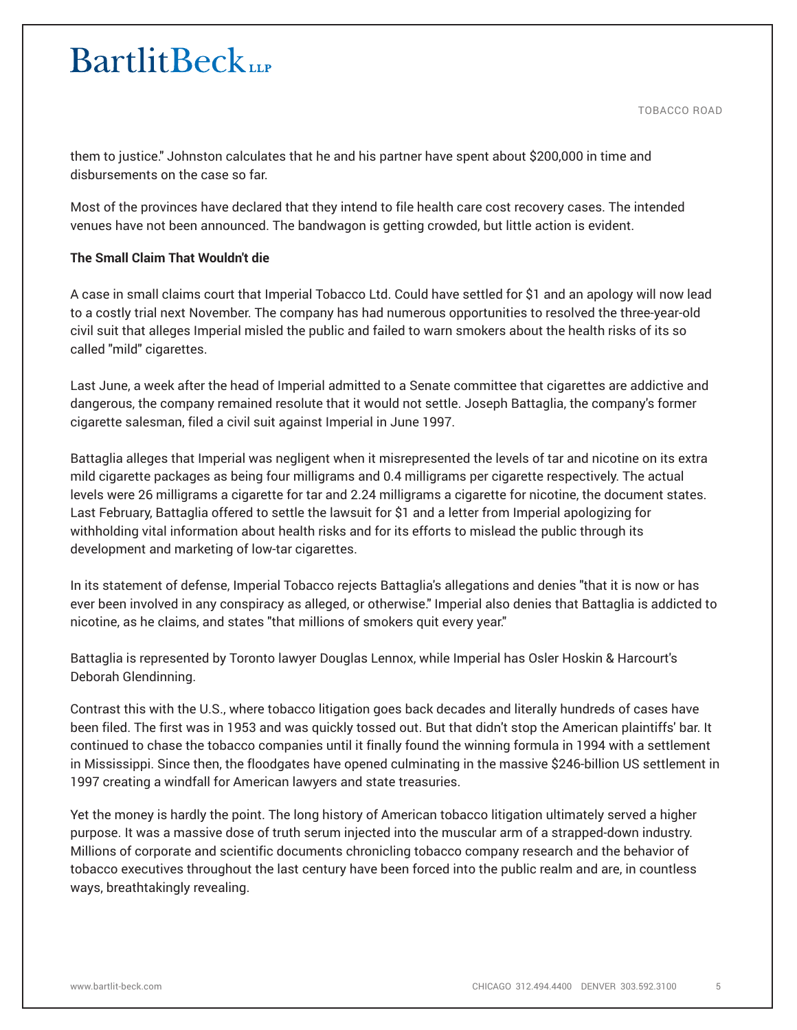them to justice." Johnston calculates that he and his partner have spent about $200,000 in time and disbursements on the case so far.

Most of the provinces have declared that they intend to file health care cost recovery cases. The intended venues have not been announced. The bandwagon is getting crowded, but little action is evident.

**The Small Claim That Wouldn't die**

A case in small claims court that Imperial Tobacco Ltd. Could have settled for $1 and an apology will now lead to a costly trial next November. The company has had numerous opportunities to resolved the three-year-old civil suit that alleges Imperial misled the public and failed to warn smokers about the health risks of its so called "mild" cigarettes.

Last June, a week after the head of Imperial admitted to a Senate committee that cigarettes are addictive and dangerous, the company remained resolute that it would not settle. Joseph Battaglia, the company's former cigarette salesman, filed a civil suit against Imperial in June 1997.

Battaglia alleges that Imperial was negligent when it misrepresented the levels of tar and nicotine on its extra mild cigarette packages as being four milligrams and 0.4 milligrams per cigarette respectively. The actual levels were 26 milligrams a cigarette for tar and 2.24 milligrams a cigarette for nicotine, the document states. Last February, Battaglia offered to settle the lawsuit for $1 and a letter from Imperial apologizing for withholding vital information about health risks and for its efforts to mislead the public through its development and marketing of low-tar cigarettes.

In its statement of defense, Imperial Tobacco rejects Battaglia's allegations and denies "that it is now or has ever been involved in any conspiracy as alleged, or otherwise." Imperial also denies that Battaglia is addicted to nicotine, as he claims, and states "that millions of smokers quit every year."

Battaglia is represented by Toronto lawyer Douglas Lennox, while Imperial has Osler Hoskin & Harcourt's Deborah Glendinning.

Contrast this with the U.S., where tobacco litigation goes back decades and literally hundreds of cases have been filed. The first was in 1953 and was quickly tossed out. But that didn't stop the American plaintiffs' bar. It continued to chase the tobacco companies until it finally found the winning formula in 1994 with a settlement in Mississippi. Since then, the floodgates have opened culminating in the massive $246-billion US settlement in 1997 creating a windfall for American lawyers and state treasuries.

Yet the money is hardly the point. The long history of American tobacco litigation ultimately served a higher purpose. It was a massive dose of truth serum injected into the muscular arm of a strapped-down industry. Millions of corporate and scientific documents chronicling tobacco company research and the behavior of tobacco executives throughout the last century have been forced into the public realm and are, in countless ways, breathtakingly revealing.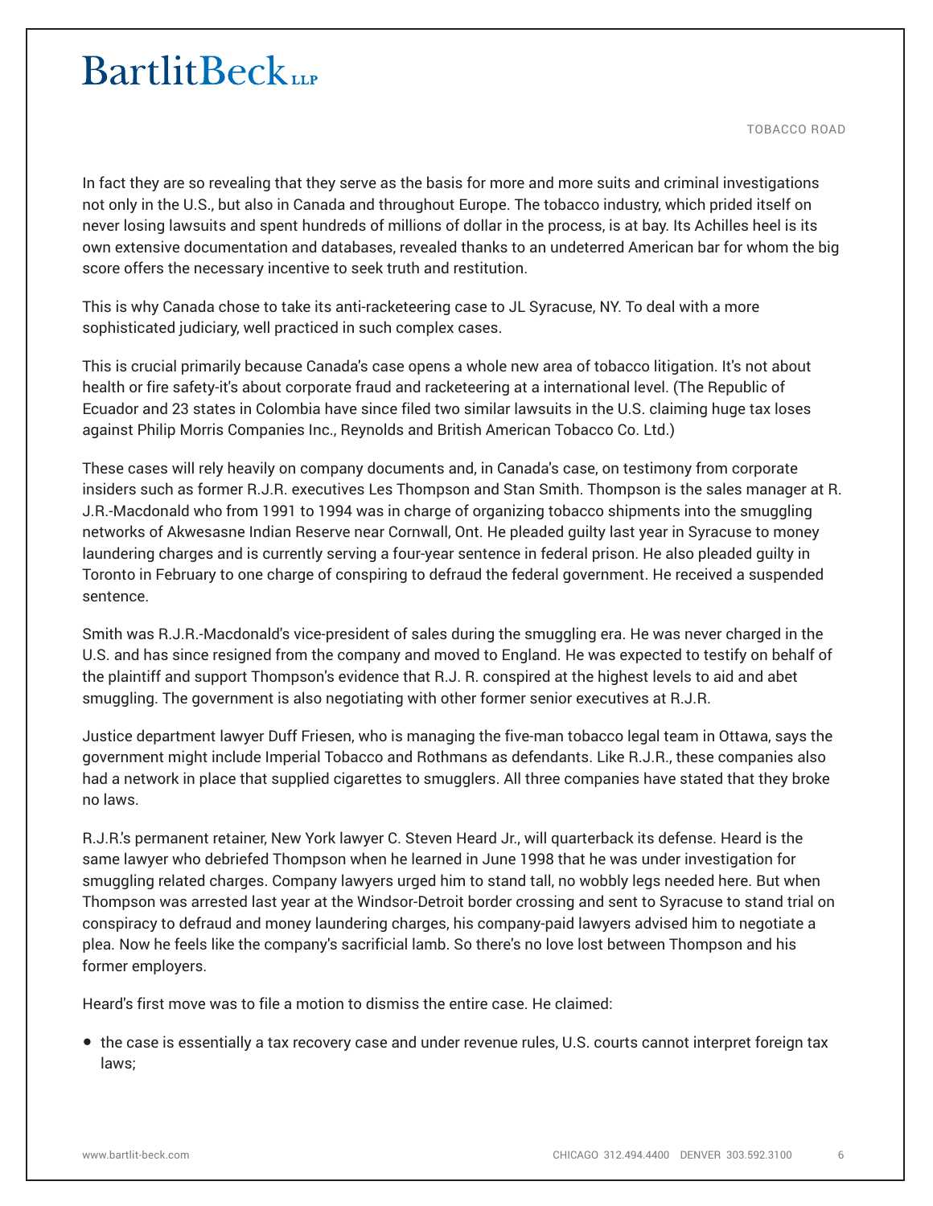In fact they are so revealing that they serve as the basis for more and more suits and criminal investigations not only in the U.S., but also in Canada and throughout Europe. The tobacco industry, which prided itself on never losing lawsuits and spent hundreds of millions of dollar in the process, is at bay. Its Achilles heel is its own extensive documentation and databases, revealed thanks to an undeterred American bar for whom the big score offers the necessary incentive to seek truth and restitution.

This is why Canada chose to take its anti-racketeering case to JL Syracuse, NY. To deal with a more sophisticated judiciary, well practiced in such complex cases.

This is crucial primarily because Canada's case opens a whole new area of tobacco litigation. It's not about health or fire safety-it's about corporate fraud and racketeering at a international level. (The Republic of Ecuador and 23 states in Colombia have since filed two similar lawsuits in the U.S. claiming huge tax loses against Philip Morris Companies Inc., Reynolds and British American Tobacco Co. Ltd.)

These cases will rely heavily on company documents and, in Canada's case, on testimony from corporate insiders such as former R.J.R. executives Les Thompson and Stan Smith. Thompson is the sales manager at R. J.R.-Macdonald who from 1991 to 1994 was in charge of organizing tobacco shipments into the smuggling networks of Akwesasne Indian Reserve near Cornwall, Ont. He pleaded guilty last year in Syracuse to money laundering charges and is currently serving a four-year sentence in federal prison. He also pleaded guilty in Toronto in February to one charge of conspiring to defraud the federal government. He received a suspended sentence.

Smith was R.J.R.-Macdonald's vice-president of sales during the smuggling era. He was never charged in the U.S. and has since resigned from the company and moved to England. He was expected to testify on behalf of the plaintiff and support Thompson's evidence that R.J. R. conspired at the highest levels to aid and abet smuggling. The government is also negotiating with other former senior executives at R.J.R.

Justice department lawyer Duff Friesen, who is managing the five-man tobacco legal team in Ottawa, says the government might include Imperial Tobacco and Rothmans as defendants. Like R.J.R., these companies also had a network in place that supplied cigarettes to smugglers. All three companies have stated that they broke no laws.

R.J.R.'s permanent retainer, New York lawyer C. Steven Heard Jr., will quarterback its defense. Heard is the same lawyer who debriefed Thompson when he learned in June 1998 that he was under investigation for smuggling related charges. Company lawyers urged him to stand tall, no wobbly legs needed here. But when Thompson was arrested last year at the Windsor-Detroit border crossing and sent to Syracuse to stand trial on conspiracy to defraud and money laundering charges, his company-paid lawyers advised him to negotiate a plea. Now he feels like the company's sacrificial lamb. So there's no love lost between Thompson and his former employers.

Heard's first move was to file a motion to dismiss the entire case. He claimed:

- the case is essentially a tax recovery case and under revenue rules, U.S. courts cannot interpret foreign tax laws;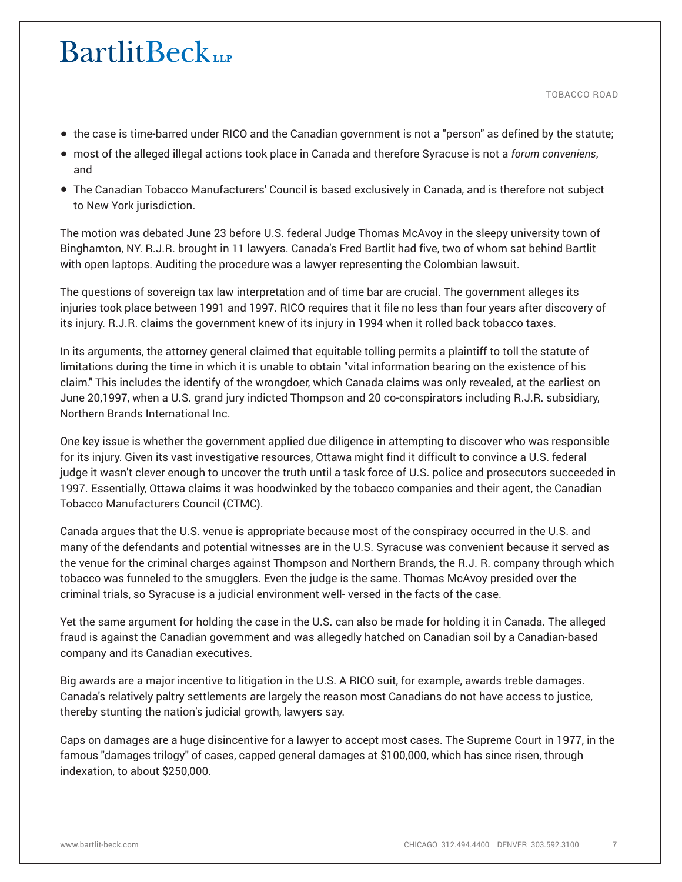- the case is time-barred under RICO and the Canadian government is not a "person" as defined by the statute;
- most of the alleged illegal actions took place in Canada and therefore Syracuse is not a *forum conveniens*, and
- The Canadian Tobacco Manufacturers' Council is based exclusively in Canada, and is therefore not subject to New York jurisdiction.

The motion was debated June 23 before U.S. federal Judge Thomas McAvoy in the sleepy university town of Binghamton, NY. R.J.R. brought in 11 lawyers. Canada's Fred Bartlit had five, two of whom sat behind Bartlit with open laptops. Auditing the procedure was a lawyer representing the Colombian lawsuit.

The questions of sovereign tax law interpretation and of time bar are crucial. The government alleges its injuries took place between 1991 and 1997. RICO requires that it file no less than four years after discovery of its injury. R.J.R. claims the government knew of its injury in 1994 when it rolled back tobacco taxes.

In its arguments, the attorney general claimed that equitable tolling permits a plaintiff to toll the statute of limitations during the time in which it is unable to obtain "vital information bearing on the existence of his claim." This includes the identify of the wrongdoer, which Canada claims was only revealed, at the earliest on June 20,1997, when a U.S. grand jury indicted Thompson and 20 co-conspirators including R.J.R. subsidiary, Northern Brands International Inc.

One key issue is whether the government applied due diligence in attempting to discover who was responsible for its injury. Given its vast investigative resources, Ottawa might find it difficult to convince a U.S. federal judge it wasn't clever enough to uncover the truth until a task force of U.S. police and prosecutors succeeded in 1997. Essentially, Ottawa claims it was hoodwinked by the tobacco companies and their agent, the Canadian Tobacco Manufacturers Council (CTMC).

Canada argues that the U.S. venue is appropriate because most of the conspiracy occurred in the U.S. and many of the defendants and potential witnesses are in the U.S. Syracuse was convenient because it served as the venue for the criminal charges against Thompson and Northern Brands, the R.J. R. company through which tobacco was funneled to the smugglers. Even the judge is the same. Thomas McAvoy presided over the criminal trials, so Syracuse is a judicial environment well- versed in the facts of the case.

Yet the same argument for holding the case in the U.S. can also be made for holding it in Canada. The alleged fraud is against the Canadian government and was allegedly hatched on Canadian soil by a Canadian-based company and its Canadian executives.

Big awards are a major incentive to litigation in the U.S. A RICO suit, for example, awards treble damages. Canada's relatively paltry settlements are largely the reason most Canadians do not have access to justice, thereby stunting the nation's judicial growth, lawyers say.

Caps on damages are a huge disincentive for a lawyer to accept most cases. The Supreme Court in 1977, in the famous "damages trilogy" of cases, capped general damages at $100,000, which has since risen, through indexation, to about $250,000.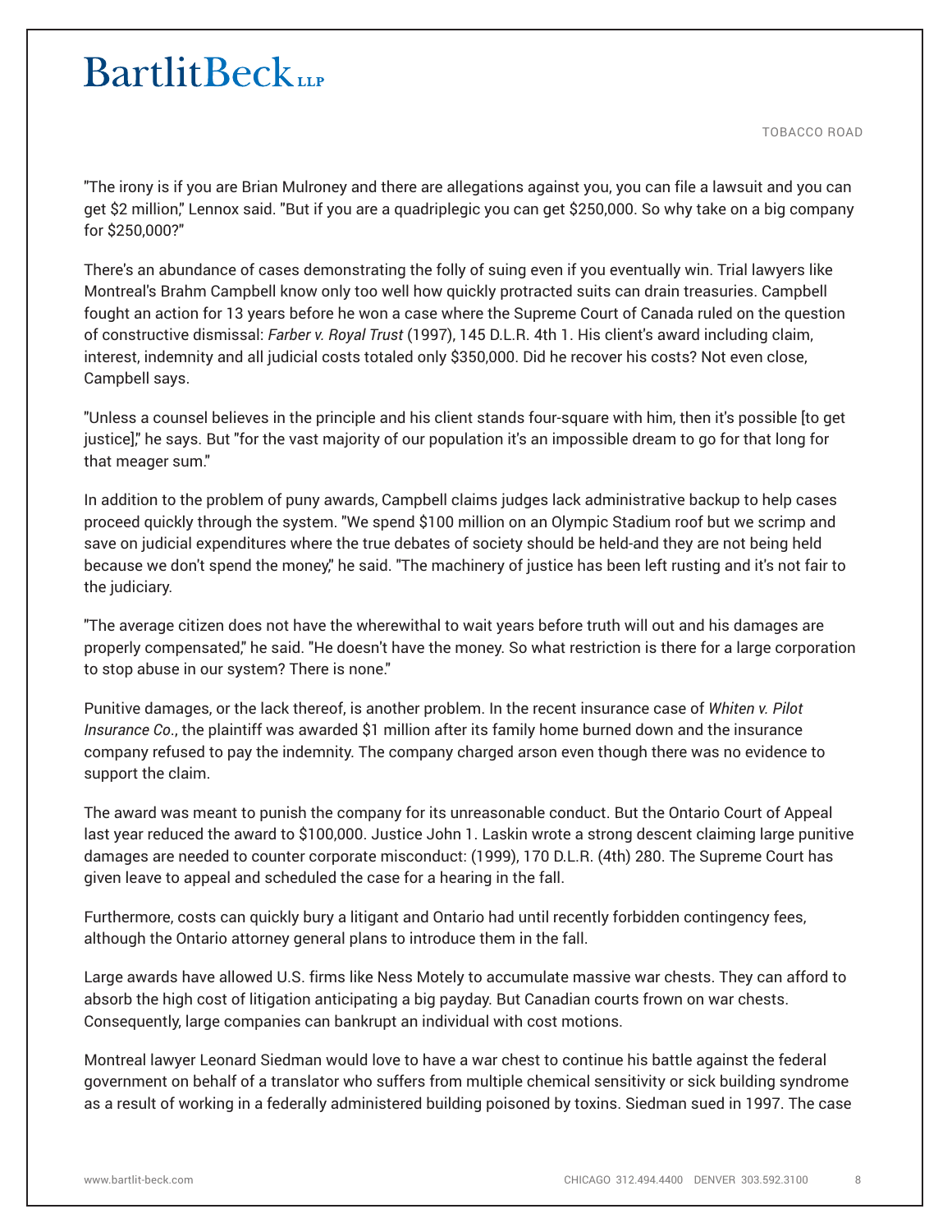"The irony is if you are Brian Mulroney and there are allegations against you, you can file a lawsuit and you can get $2 million," Lennox said. "But if you are a quadriplegic you can get $250,000. So why take on a big company for $250,000?"

There's an abundance of cases demonstrating the folly of suing even if you eventually win. Trial lawyers like Montreal's Brahm Campbell know only too well how quickly protracted suits can drain treasuries. Campbell fought an action for 13 years before he won a case where the Supreme Court of Canada ruled on the question of constructive dismissal: *Farber v. Royal Trust* (1997), 145 D.L.R. 4th 1. His client's award including claim, interest, indemnity and all judicial costs totaled only $350,000. Did he recover his costs? Not even close, Campbell says.

"Unless a counsel believes in the principle and his client stands four-square with him, then it's possible [to get justice]," he says. But "for the vast majority of our population it's an impossible dream to go for that long for that meager sum."

In addition to the problem of puny awards, Campbell claims judges lack administrative backup to help cases proceed quickly through the system. "We spend $100 million on an Olympic Stadium roof but we scrimp and save on judicial expenditures where the true debates of society should be held-and they are not being held because we don't spend the money," he said. "The machinery of justice has been left rusting and it's not fair to the judiciary.

"The average citizen does not have the wherewithal to wait years before truth will out and his damages are properly compensated," he said. "He doesn't have the money. So what restriction is there for a large corporation to stop abuse in our system? There is none."

Punitive damages, or the lack thereof, is another problem. In the recent insurance case of *Whiten v. Pilot Insurance Co*., the plaintiff was awarded $1 million after its family home burned down and the insurance company refused to pay the indemnity. The company charged arson even though there was no evidence to support the claim.

The award was meant to punish the company for its unreasonable conduct. But the Ontario Court of Appeal last year reduced the award to $100,000. Justice John 1. Laskin wrote a strong descent claiming large punitive damages are needed to counter corporate misconduct: (1999), 170 D.L.R. (4th) 280. The Supreme Court has given leave to appeal and scheduled the case for a hearing in the fall.

Furthermore, costs can quickly bury a litigant and Ontario had until recently forbidden contingency fees, although the Ontario attorney general plans to introduce them in the fall.

Large awards have allowed U.S. firms like Ness Motely to accumulate massive war chests. They can afford to absorb the high cost of litigation anticipating a big payday. But Canadian courts frown on war chests. Consequently, large companies can bankrupt an individual with cost motions.

Montreal lawyer Leonard Siedman would love to have a war chest to continue his battle against the federal government on behalf of a translator who suffers from multiple chemical sensitivity or sick building syndrome as a result of working in a federally administered building poisoned by toxins. Siedman sued in 1997. The case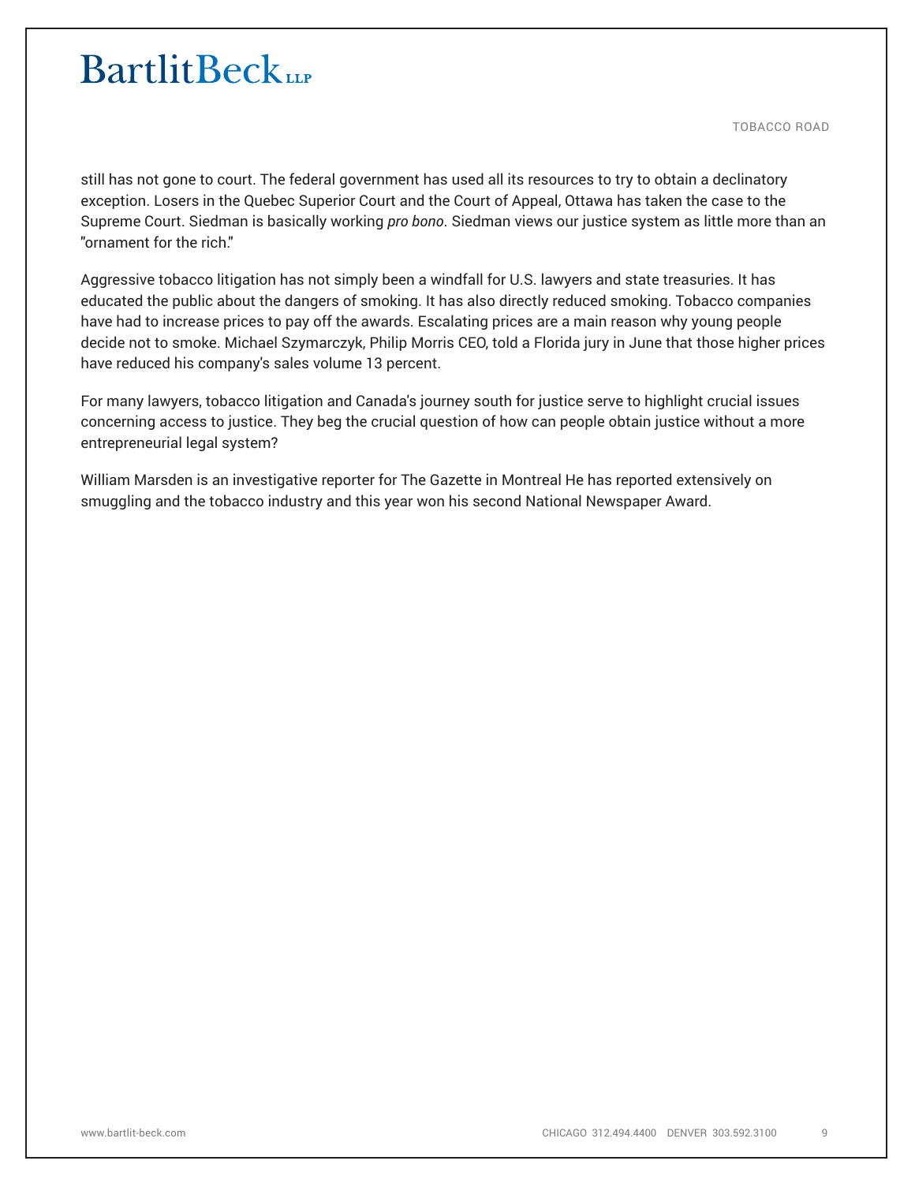still has not gone to court. The federal government has used all its resources to try to obtain a declinatory exception. Losers in the Quebec Superior Court and the Court of Appeal, Ottawa has taken the case to the Supreme Court. Siedman is basically working *pro bono*. Siedman views our justice system as little more than an "ornament for the rich."

Aggressive tobacco litigation has not simply been a windfall for U.S. lawyers and state treasuries. It has educated the public about the dangers of smoking. It has also directly reduced smoking. Tobacco companies have had to increase prices to pay off the awards. Escalating prices are a main reason why young people decide not to smoke. Michael Szymarczyk, Philip Morris CEO, told a Florida jury in June that those higher prices have reduced his company's sales volume 13 percent.

For many lawyers, tobacco litigation and Canada's journey south for justice serve to highlight crucial issues concerning access to justice. They beg the crucial question of how can people obtain justice without a more entrepreneurial legal system?

William Marsden is an investigative reporter for The Gazette in Montreal He has reported extensively on smuggling and the tobacco industry and this year won his second National Newspaper Award.